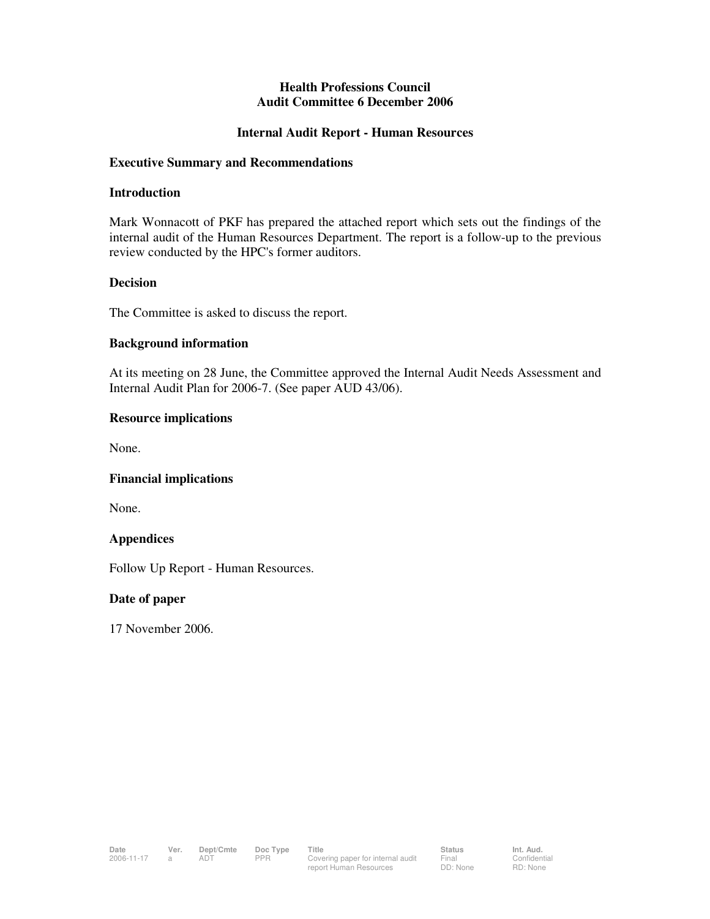# Health Professions Council
# Audit Committee 6 December 2006

## Internal Audit Report - Human Resources

### Executive Summary and Recommendations

### Introduction

Mark Wonnacott of PKF has prepared the attached report which sets out the findings of the internal audit of the Human Resources Department. The report is a follow-up to the previous review conducted by the HPC's former auditors.

### Decision

The Committee is asked to discuss the report.

### Background information

At its meeting on 28 June, the Committee approved the Internal Audit Needs Assessment and Internal Audit Plan for 2006-7. (See paper AUD 43/06).

### Resource implications

None.

### Financial implications

None.

### Appendices

Follow Up Report - Human Resources.

### Date of paper

17 November 2006.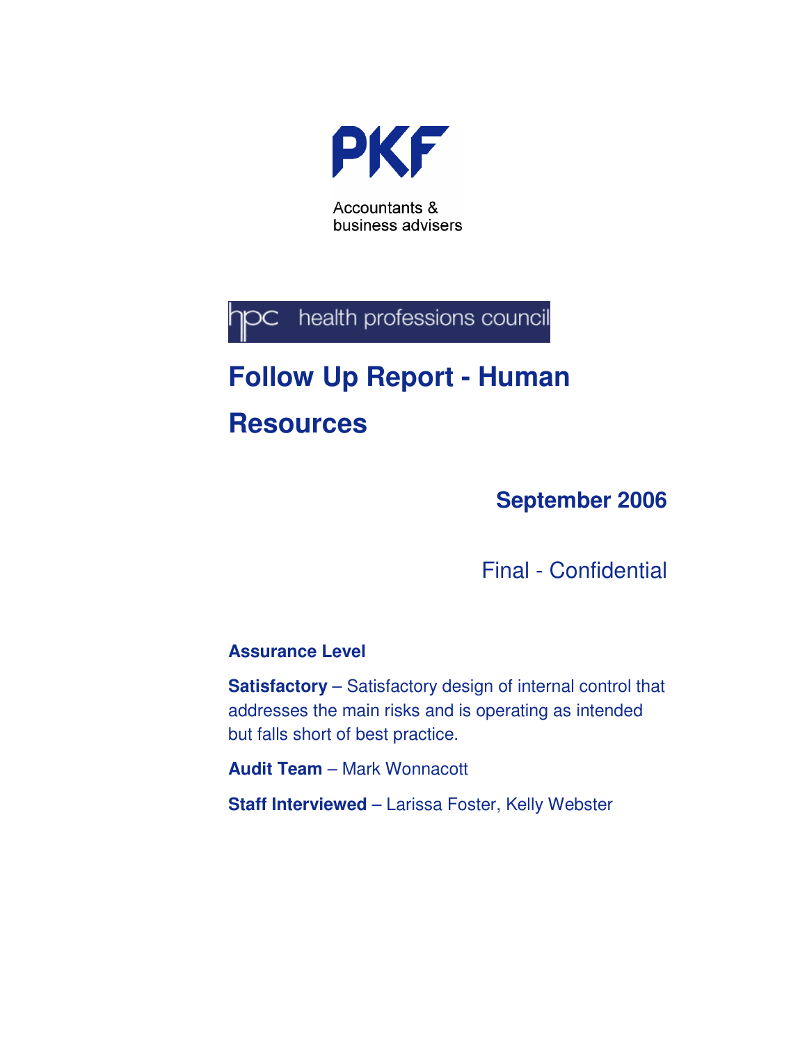PKF

Accountants &
business advisers

hpc health professions council

# Follow Up Report - Human Resources

**September 2006**

Final - Confidential

**Assurance Level**

**Satisfactory** – Satisfactory design of internal control that addresses the main risks and is operating as intended but falls short of best practice.

**Audit Team** – Mark Wonnacott

**Staff Interviewed** – Larissa Foster, Kelly Webster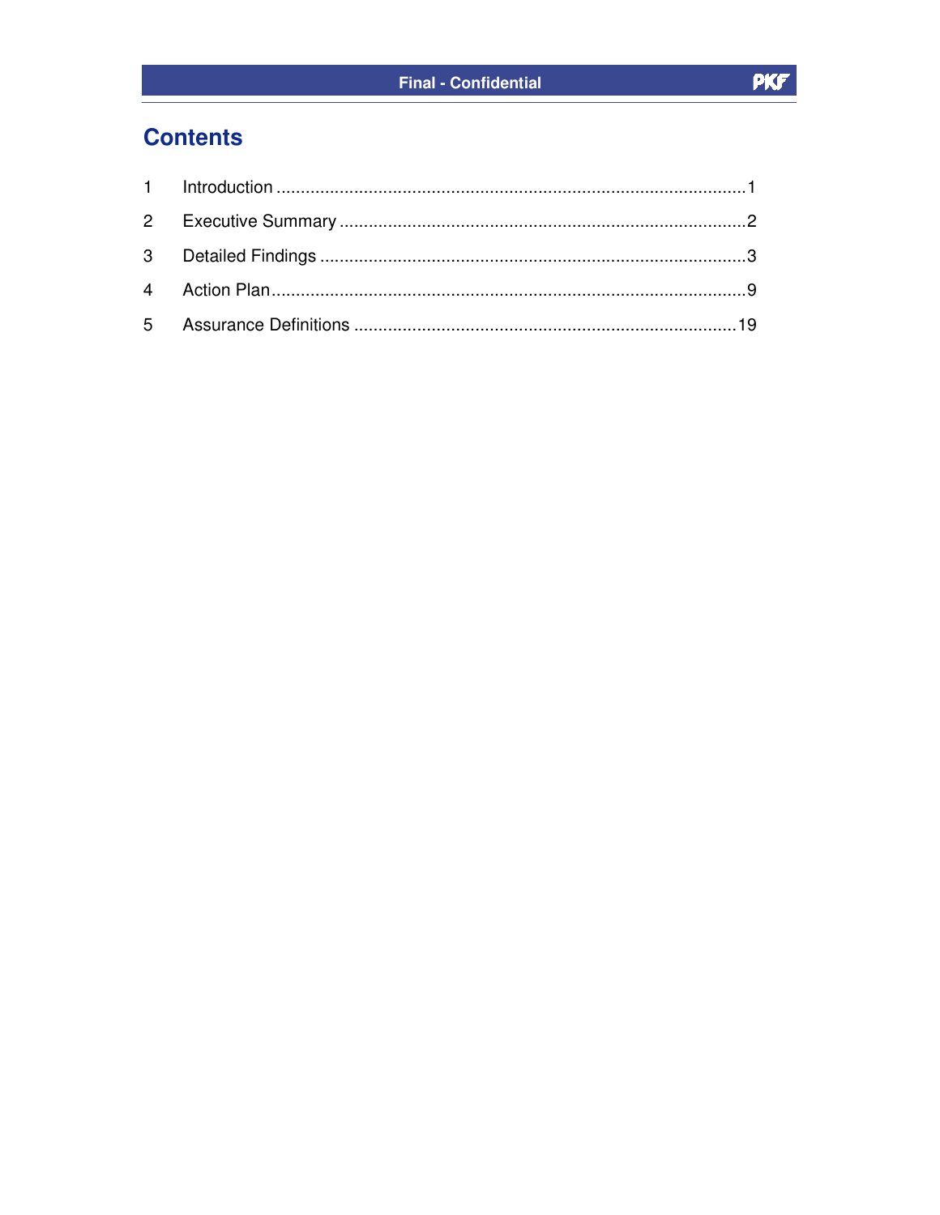# Contents

1 Introduction ........................................................................................1

2 Executive Summary ..............................................................................2

3 Detailed Findings .................................................................................3

4 Action Plan............................................................................................9

5 Assurance Definitions .........................................................................19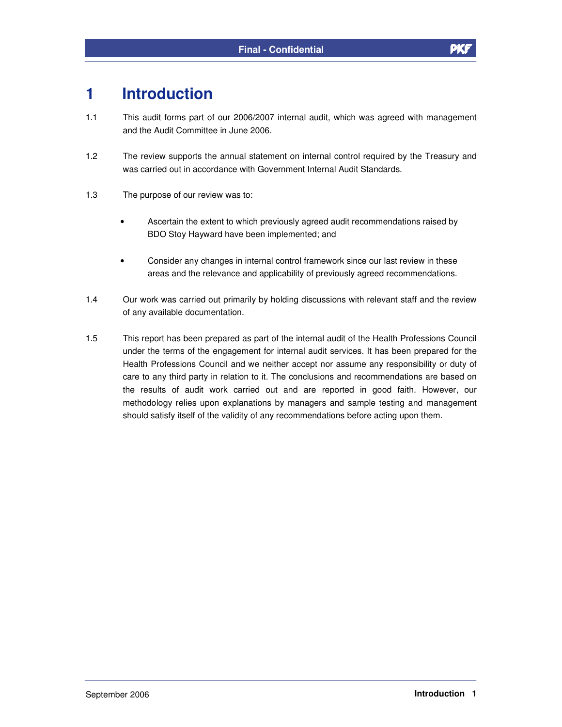# 1 Introduction

1.1 This audit forms part of our 2006/2007 internal audit, which was agreed with management and the Audit Committee in June 2006.

1.2 The review supports the annual statement on internal control required by the Treasury and was carried out in accordance with Government Internal Audit Standards.

1.3 The purpose of our review was to:

- Ascertain the extent to which previously agreed audit recommendations raised by BDO Stoy Hayward have been implemented; and
- Consider any changes in internal control framework since our last review in these areas and the relevance and applicability of previously agreed recommendations.

1.4 Our work was carried out primarily by holding discussions with relevant staff and the review of any available documentation.

1.5 This report has been prepared as part of the internal audit of the Health Professions Council under the terms of the engagement for internal audit services. It has been prepared for the Health Professions Council and we neither accept nor assume any responsibility or duty of care to any third party in relation to it. The conclusions and recommendations are based on the results of audit work carried out and are reported in good faith. However, our methodology relies upon explanations by managers and sample testing and management should satisfy itself of the validity of any recommendations before acting upon them.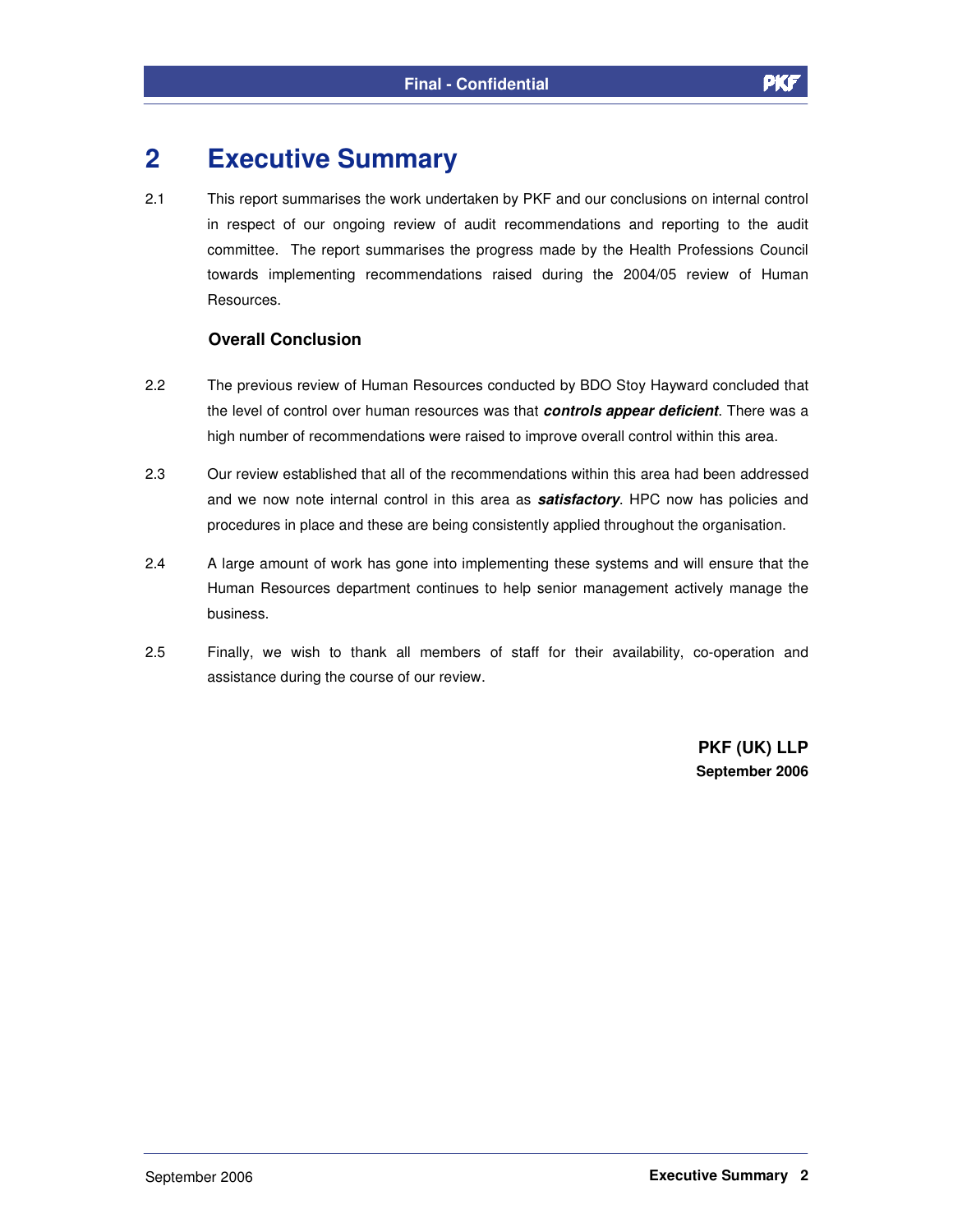# 2 Executive Summary

2.1 This report summarises the work undertaken by PKF and our conclusions on internal control in respect of our ongoing review of audit recommendations and reporting to the audit committee. The report summarises the progress made by the Health Professions Council towards implementing recommendations raised during the 2004/05 review of Human Resources.

### Overall Conclusion

2.2 The previous review of Human Resources conducted by BDO Stoy Hayward concluded that the level of control over human resources was that ***controls appear deficient***. There was a high number of recommendations were raised to improve overall control within this area.

2.3 Our review established that all of the recommendations within this area had been addressed and we now note internal control in this area as ***satisfactory***. HPC now has policies and procedures in place and these are being consistently applied throughout the organisation.

2.4 A large amount of work has gone into implementing these systems and will ensure that the Human Resources department continues to help senior management actively manage the business.

2.5 Finally, we wish to thank all members of staff for their availability, co-operation and assistance during the course of our review.

**PKF (UK) LLP**
**September 2006**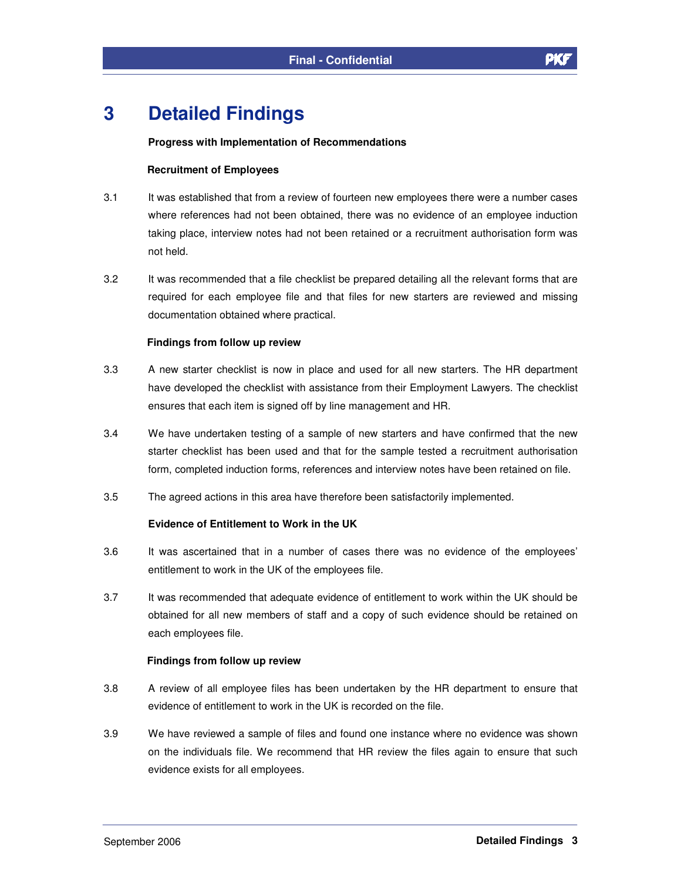# 3 Detailed Findings

**Progress with Implementation of Recommendations**

**Recruitment of Employees**

3.1 It was established that from a review of fourteen new employees there were a number cases where references had not been obtained, there was no evidence of an employee induction taking place, interview notes had not been retained or a recruitment authorisation form was not held.

3.2 It was recommended that a file checklist be prepared detailing all the relevant forms that are required for each employee file and that files for new starters are reviewed and missing documentation obtained where practical.

**Findings from follow up review**

3.3 A new starter checklist is now in place and used for all new starters. The HR department have developed the checklist with assistance from their Employment Lawyers. The checklist ensures that each item is signed off by line management and HR.

3.4 We have undertaken testing of a sample of new starters and have confirmed that the new starter checklist has been used and that for the sample tested a recruitment authorisation form, completed induction forms, references and interview notes have been retained on file.

3.5 The agreed actions in this area have therefore been satisfactorily implemented.

**Evidence of Entitlement to Work in the UK**

3.6 It was ascertained that in a number of cases there was no evidence of the employees' entitlement to work in the UK of the employees file.

3.7 It was recommended that adequate evidence of entitlement to work within the UK should be obtained for all new members of staff and a copy of such evidence should be retained on each employees file.

**Findings from follow up review**

3.8 A review of all employee files has been undertaken by the HR department to ensure that evidence of entitlement to work in the UK is recorded on the file.

3.9 We have reviewed a sample of files and found one instance where no evidence was shown on the individuals file. We recommend that HR review the files again to ensure that such evidence exists for all employees.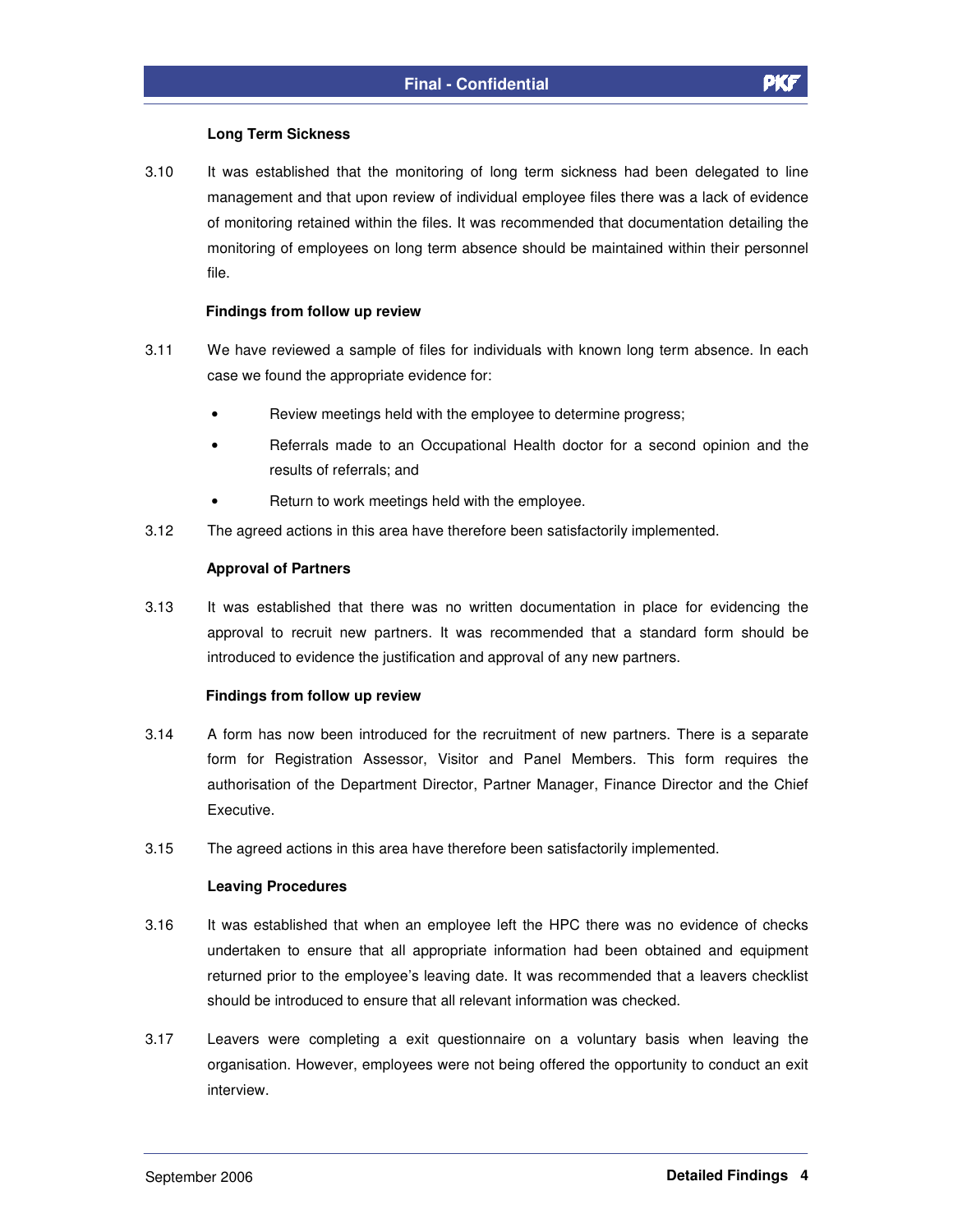**Long Term Sickness**

3.10 It was established that the monitoring of long term sickness had been delegated to line management and that upon review of individual employee files there was a lack of evidence of monitoring retained within the files. It was recommended that documentation detailing the monitoring of employees on long term absence should be maintained within their personnel file.

**Findings from follow up review**

3.11 We have reviewed a sample of files for individuals with known long term absence. In each case we found the appropriate evidence for:

- Review meetings held with the employee to determine progress;
- Referrals made to an Occupational Health doctor for a second opinion and the results of referrals; and
- Return to work meetings held with the employee.

3.12 The agreed actions in this area have therefore been satisfactorily implemented.

**Approval of Partners**

3.13 It was established that there was no written documentation in place for evidencing the approval to recruit new partners. It was recommended that a standard form should be introduced to evidence the justification and approval of any new partners.

**Findings from follow up review**

3.14 A form has now been introduced for the recruitment of new partners. There is a separate form for Registration Assessor, Visitor and Panel Members. This form requires the authorisation of the Department Director, Partner Manager, Finance Director and the Chief Executive.

3.15 The agreed actions in this area have therefore been satisfactorily implemented.

**Leaving Procedures**

3.16 It was established that when an employee left the HPC there was no evidence of checks undertaken to ensure that all appropriate information had been obtained and equipment returned prior to the employee's leaving date. It was recommended that a leavers checklist should be introduced to ensure that all relevant information was checked.

3.17 Leavers were completing a exit questionnaire on a voluntary basis when leaving the organisation. However, employees were not being offered the opportunity to conduct an exit interview.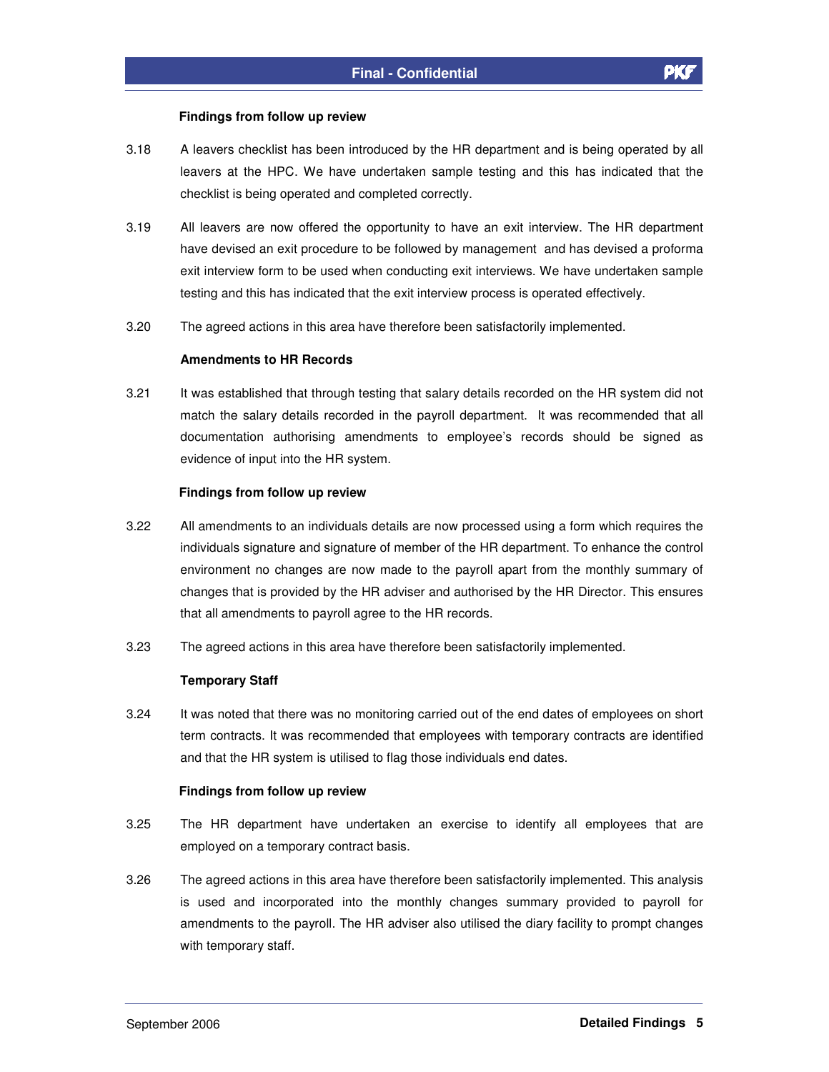**Findings from follow up review**

3.18 A leavers checklist has been introduced by the HR department and is being operated by all leavers at the HPC. We have undertaken sample testing and this has indicated that the checklist is being operated and completed correctly.

3.19 All leavers are now offered the opportunity to have an exit interview. The HR department have devised an exit procedure to be followed by management and has devised a proforma exit interview form to be used when conducting exit interviews. We have undertaken sample testing and this has indicated that the exit interview process is operated effectively.

3.20 The agreed actions in this area have therefore been satisfactorily implemented.

**Amendments to HR Records**

3.21 It was established that through testing that salary details recorded on the HR system did not match the salary details recorded in the payroll department. It was recommended that all documentation authorising amendments to employee's records should be signed as evidence of input into the HR system.

**Findings from follow up review**

3.22 All amendments to an individuals details are now processed using a form which requires the individuals signature and signature of member of the HR department. To enhance the control environment no changes are now made to the payroll apart from the monthly summary of changes that is provided by the HR adviser and authorised by the HR Director. This ensures that all amendments to payroll agree to the HR records.

3.23 The agreed actions in this area have therefore been satisfactorily implemented.

**Temporary Staff**

3.24 It was noted that there was no monitoring carried out of the end dates of employees on short term contracts. It was recommended that employees with temporary contracts are identified and that the HR system is utilised to flag those individuals end dates.

**Findings from follow up review**

3.25 The HR department have undertaken an exercise to identify all employees that are employed on a temporary contract basis.

3.26 The agreed actions in this area have therefore been satisfactorily implemented. This analysis is used and incorporated into the monthly changes summary provided to payroll for amendments to the payroll. The HR adviser also utilised the diary facility to prompt changes with temporary staff.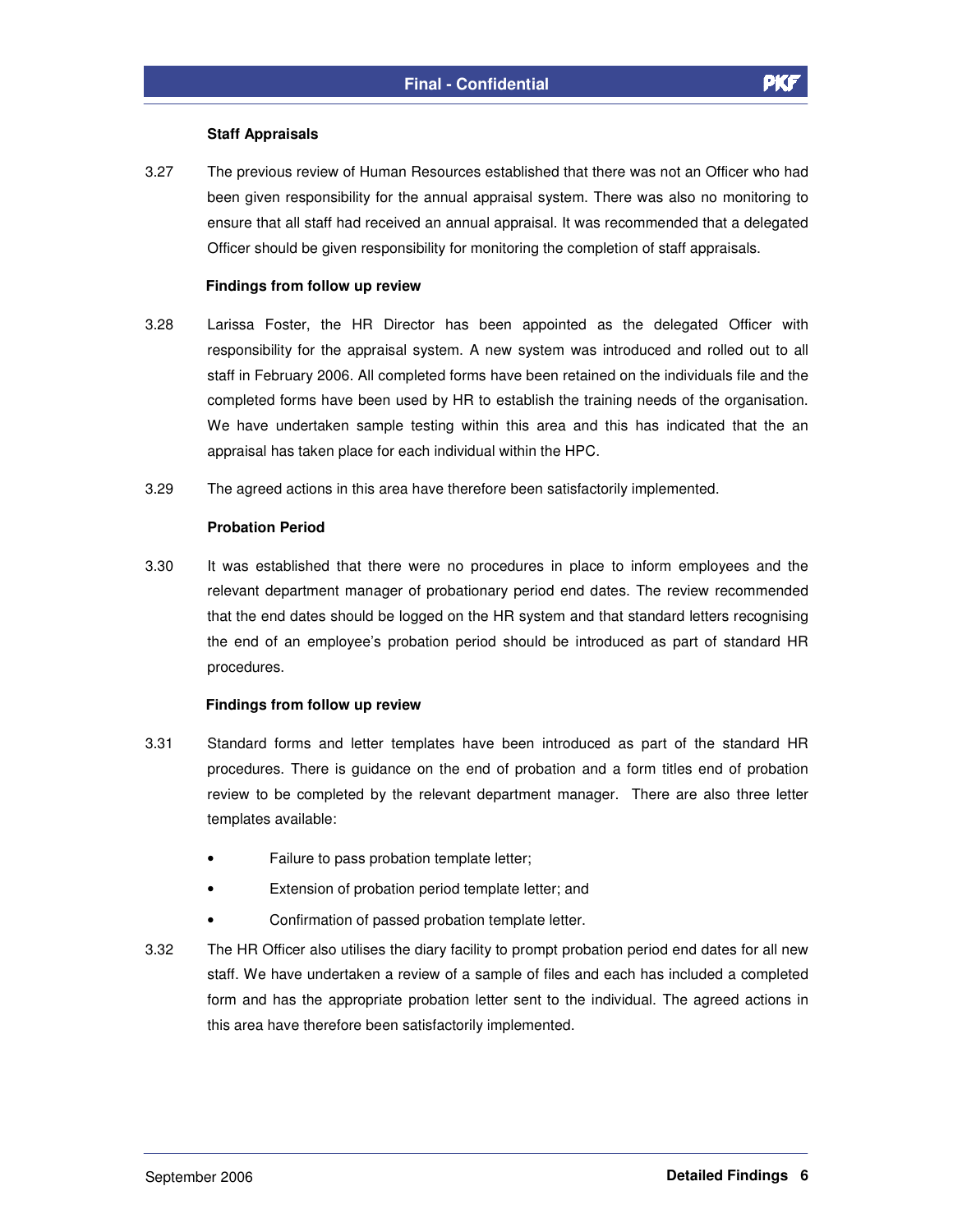**Staff Appraisals**

3.27 The previous review of Human Resources established that there was not an Officer who had been given responsibility for the annual appraisal system. There was also no monitoring to ensure that all staff had received an annual appraisal. It was recommended that a delegated Officer should be given responsibility for monitoring the completion of staff appraisals.

**Findings from follow up review**

3.28 Larissa Foster, the HR Director has been appointed as the delegated Officer with responsibility for the appraisal system. A new system was introduced and rolled out to all staff in February 2006. All completed forms have been retained on the individuals file and the completed forms have been used by HR to establish the training needs of the organisation. We have undertaken sample testing within this area and this has indicated that the an appraisal has taken place for each individual within the HPC.

3.29 The agreed actions in this area have therefore been satisfactorily implemented.

**Probation Period**

3.30 It was established that there were no procedures in place to inform employees and the relevant department manager of probationary period end dates. The review recommended that the end dates should be logged on the HR system and that standard letters recognising the end of an employee's probation period should be introduced as part of standard HR procedures.

**Findings from follow up review**

3.31 Standard forms and letter templates have been introduced as part of the standard HR procedures. There is guidance on the end of probation and a form titles end of probation review to be completed by the relevant department manager. There are also three letter templates available:

- Failure to pass probation template letter;
- Extension of probation period template letter; and
- Confirmation of passed probation template letter.

3.32 The HR Officer also utilises the diary facility to prompt probation period end dates for all new staff. We have undertaken a review of a sample of files and each has included a completed form and has the appropriate probation letter sent to the individual. The agreed actions in this area have therefore been satisfactorily implemented.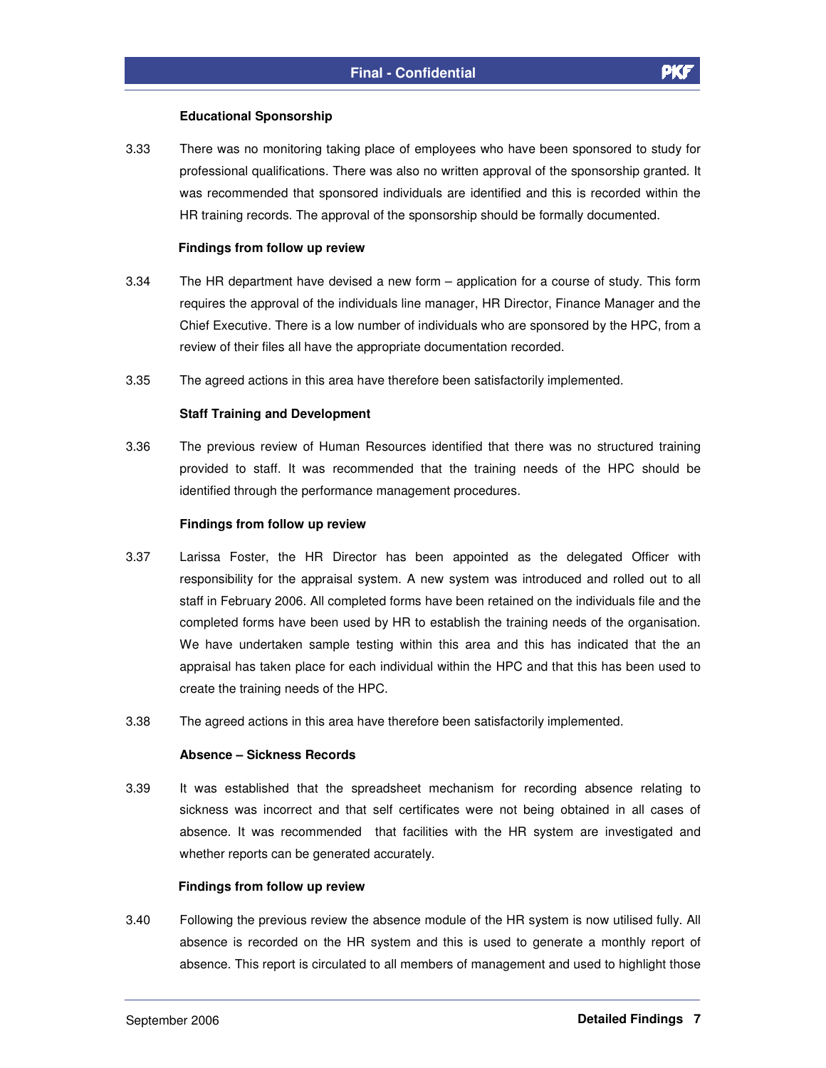**Educational Sponsorship**

3.33 There was no monitoring taking place of employees who have been sponsored to study for professional qualifications. There was also no written approval of the sponsorship granted. It was recommended that sponsored individuals are identified and this is recorded within the HR training records. The approval of the sponsorship should be formally documented.

**Findings from follow up review**

3.34 The HR department have devised a new form – application for a course of study. This form requires the approval of the individuals line manager, HR Director, Finance Manager and the Chief Executive. There is a low number of individuals who are sponsored by the HPC, from a review of their files all have the appropriate documentation recorded.

3.35 The agreed actions in this area have therefore been satisfactorily implemented.

**Staff Training and Development**

3.36 The previous review of Human Resources identified that there was no structured training provided to staff. It was recommended that the training needs of the HPC should be identified through the performance management procedures.

**Findings from follow up review**

3.37 Larissa Foster, the HR Director has been appointed as the delegated Officer with responsibility for the appraisal system. A new system was introduced and rolled out to all staff in February 2006. All completed forms have been retained on the individuals file and the completed forms have been used by HR to establish the training needs of the organisation. We have undertaken sample testing within this area and this has indicated that the an appraisal has taken place for each individual within the HPC and that this has been used to create the training needs of the HPC.

3.38 The agreed actions in this area have therefore been satisfactorily implemented.

**Absence – Sickness Records**

3.39 It was established that the spreadsheet mechanism for recording absence relating to sickness was incorrect and that self certificates were not being obtained in all cases of absence. It was recommended that facilities with the HR system are investigated and whether reports can be generated accurately.

**Findings from follow up review**

3.40 Following the previous review the absence module of the HR system is now utilised fully. All absence is recorded on the HR system and this is used to generate a monthly report of absence. This report is circulated to all members of management and used to highlight those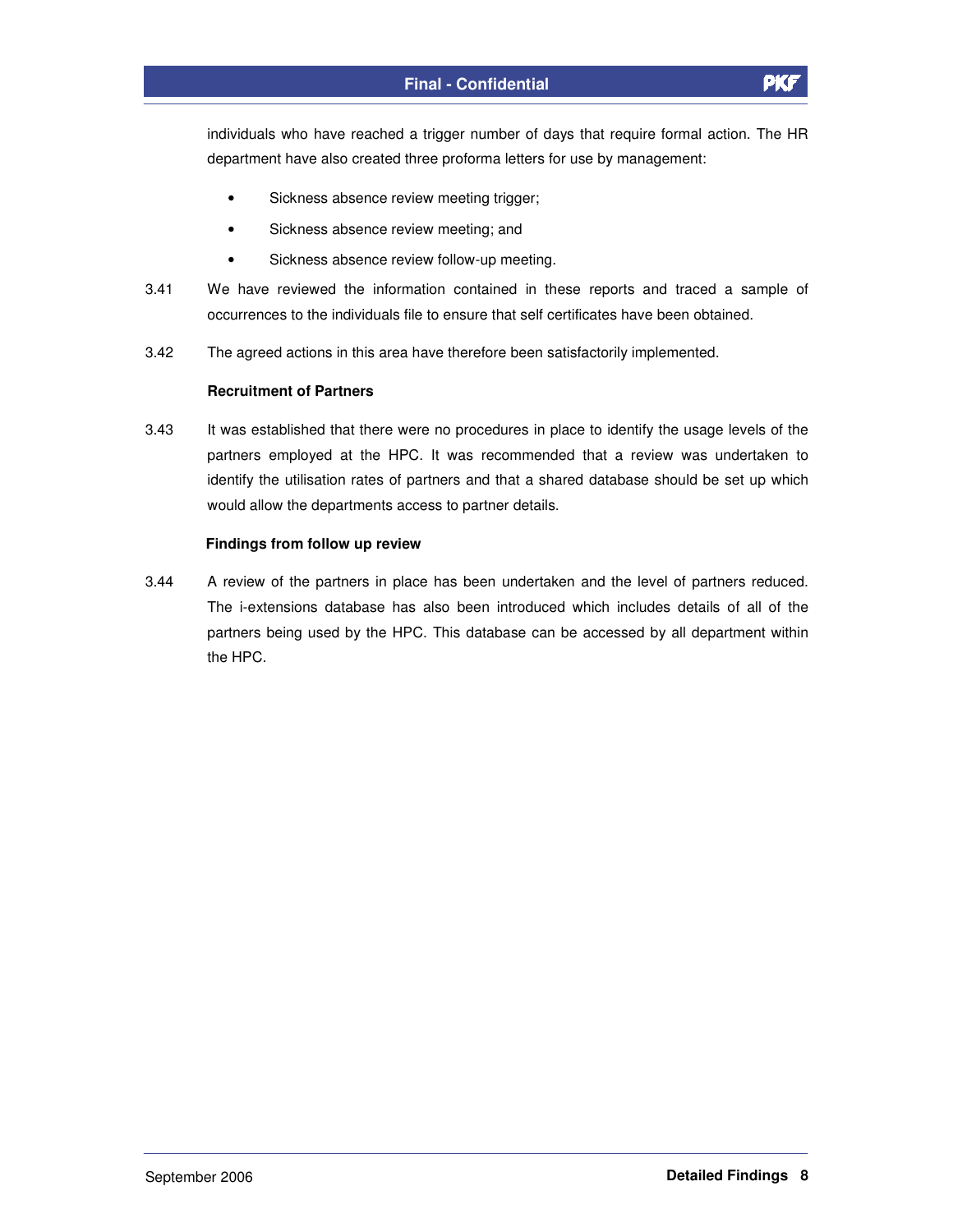individuals who have reached a trigger number of days that require formal action. The HR department have also created three proforma letters for use by management:

- Sickness absence review meeting trigger;
- Sickness absence review meeting; and
- Sickness absence review follow-up meeting.

3.41 We have reviewed the information contained in these reports and traced a sample of occurrences to the individuals file to ensure that self certificates have been obtained.

3.42 The agreed actions in this area have therefore been satisfactorily implemented.

**Recruitment of Partners**

3.43 It was established that there were no procedures in place to identify the usage levels of the partners employed at the HPC. It was recommended that a review was undertaken to identify the utilisation rates of partners and that a shared database should be set up which would allow the departments access to partner details.

**Findings from follow up review**

3.44 A review of the partners in place has been undertaken and the level of partners reduced. The i-extensions database has also been introduced which includes details of all of the partners being used by the HPC. This database can be accessed by all department within the HPC.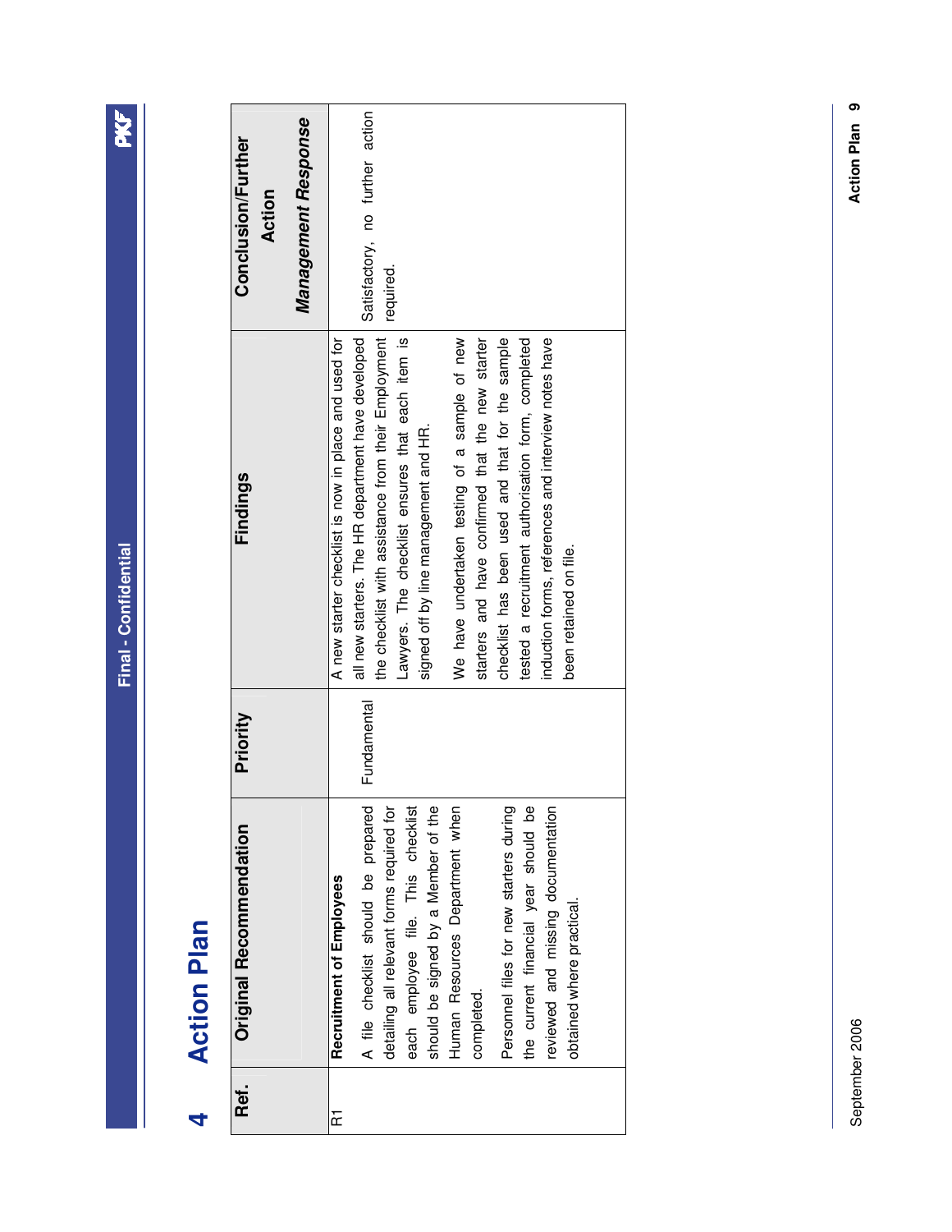# 4 Action Plan

| Ref. | Original Recommendation | Priority | Findings | Conclusion/Further Action *Management Response* |
|---|---|---|---|---|
| R1 | **Recruitment of Employees**<br><br>A file checklist should be prepared detailing all relevant forms required for each employee file. This checklist should be signed by a Member of the Human Resources Department when completed.<br><br>Personnel files for new starters during the current financial year should be reviewed and missing documentation obtained where practical. | Fundamental | A new starter checklist is now in place and used for all new starters. The HR department have developed the checklist with assistance from their Employment Lawyers. The checklist ensures that each item is signed off by line management and HR.<br><br>We have undertaken testing of a sample of new starters and have confirmed that the new starter checklist has been used and that for the sample tested a recruitment authorisation form, completed induction forms, references and interview notes have been retained on file. | Satisfactory, no further action required. |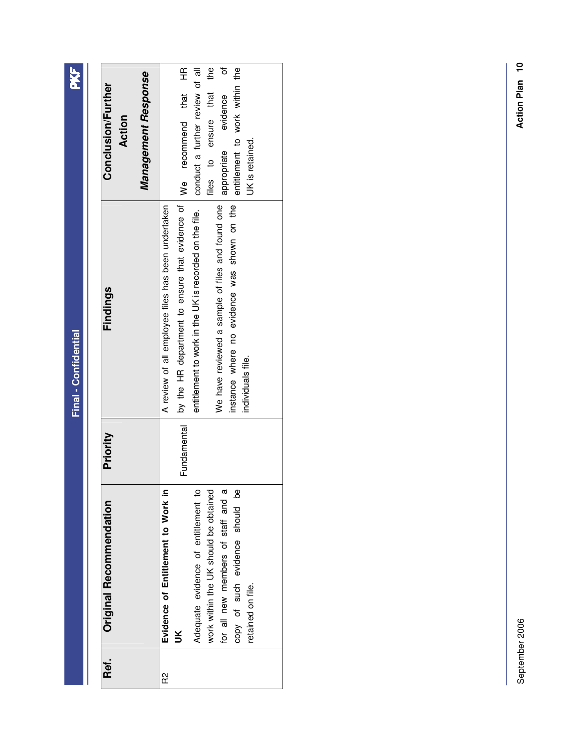Final - Confidential

| Ref. | Original Recommendation | Priority | Findings | Conclusion/Further Action<br>*Management Response* |
|---|---|---|---|---|
| R2 | **Evidence of Entitlement to Work in UK**<br>Adequate evidence of entitlement to work within the UK should be obtained for all new members of staff and a copy of such evidence should be retained on file. | Fundamental | A review of all employee files has been undertaken by the HR department to ensure that evidence of entitlement to work in the UK is recorded on the file.<br>We have reviewed a sample of files and found one instance where no evidence was shown on the individuals file. | We recommend that HR conduct a further review of all files to ensure that the appropriate evidence of entitlement to work within the UK is retained. |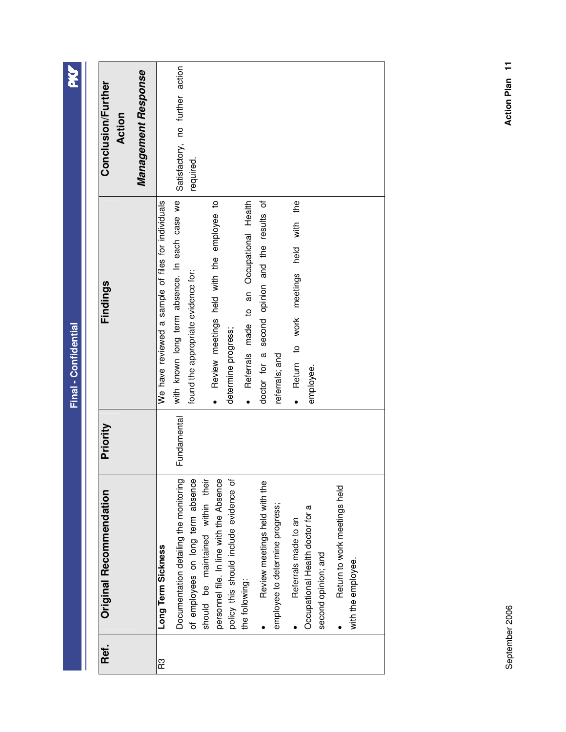| Ref. | Original Recommendation | Priority | Findings | Conclusion/Further Action *Management Response* |
|---|---|---|---|---|
| R3 | **Long Term Sickness**<br>Documentation detailing the monitoring of employees on long term absence should be maintained within their personnel file. In line with the Absence policy this should include evidence of the following:<br>• Review meetings held with the employee to determine progress;<br>• Referrals made to an Occupational Health doctor for a second opinion; and<br>• Return to work meetings held with the employee. | Fundamental | We have reviewed a sample of files for individuals with known long term absence. In each case we found the appropriate evidence for:<br>• Review meetings held with the employee to determine progress;<br>• Referrals made to an Occupational Health doctor for a second opinion and the results of referrals; and<br>• Return to work meetings held with the employee. | Satisfactory, no further action required. |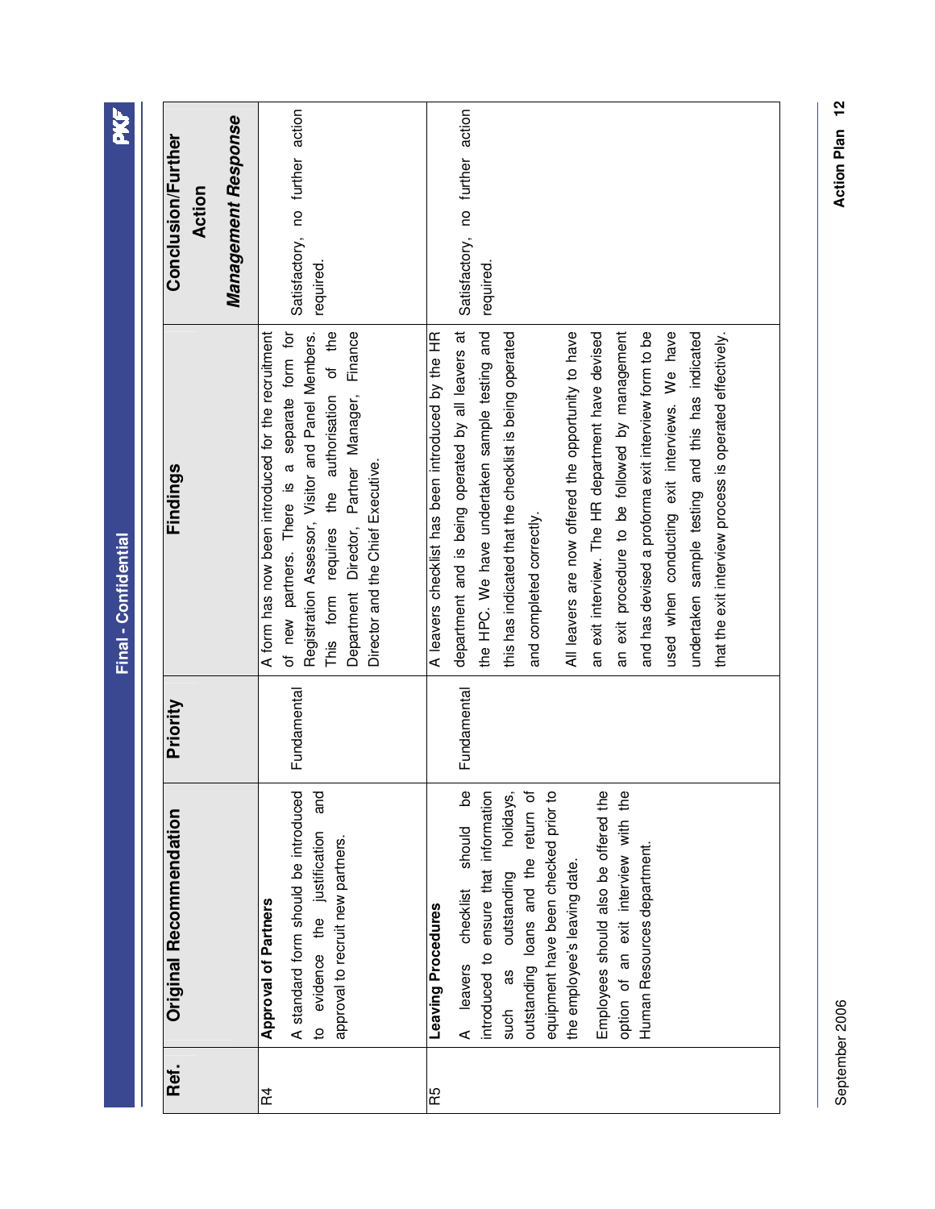**Final - Confidential**

| Ref. | Original Recommendation | Priority | Findings | Conclusion/Further Action *Management Response* |
|---|---|---|---|---|
| R4 | **Approval of Partners**<br><br>A standard form should be introduced to evidence the justification and approval to recruit new partners. | Fundamental | A form has now been introduced for the recruitment of new partners. There is a separate form for Registration Assessor, Visitor and Panel Members. This form requires the authorisation of the Department Director, Partner Manager, Finance Director and the Chief Executive. | Satisfactory, no further action required. |
| R5 | **Leaving Procedures**<br><br>A leavers checklist should be introduced to ensure that information such as outstanding holidays, outstanding loans and the return of equipment have been checked prior to the employee's leaving date.<br><br>Employees should also be offered the option of an exit interview with the Human Resources department. | Fundamental | A leavers checklist has been introduced by the HR department and is being operated by all leavers at the HPC. We have undertaken sample testing and this has indicated that the checklist is being operated and completed correctly.<br><br>All leavers are now offered the opportunity to have an exit interview. The HR department have devised an exit procedure to be followed by management and has devised a proforma exit interview form to be used when conducting exit interviews. We have undertaken sample testing and this has indicated that the exit interview process is operated effectively. | Satisfactory, no further action required. |

September 2006

Action Plan 12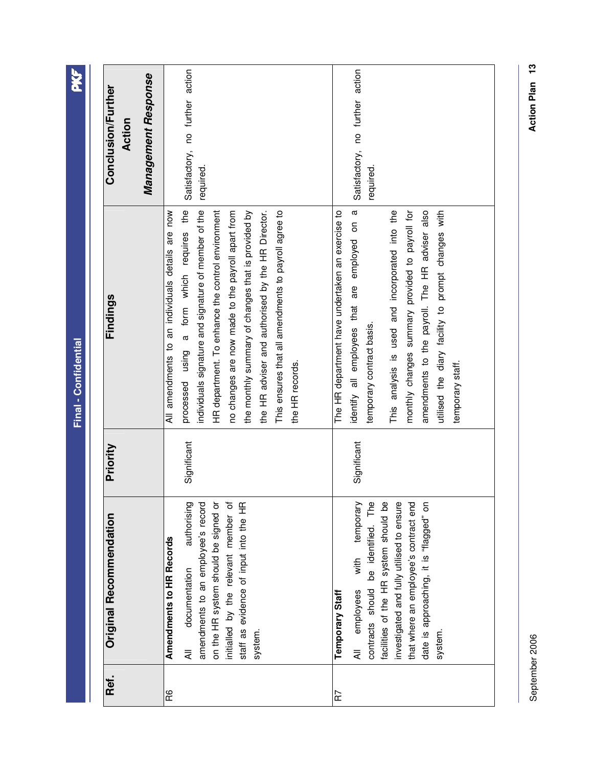| Ref. | Original Recommendation | Priority | Findings | Conclusion/Further Action *Management Response* |
|---|---|---|---|---|
| R6 | **Amendments to HR Records** All documentation authorising amendments to an employee's record on the HR system should be signed or initialled by the relevant member of staff as evidence of input into the HR system. | Significant | All amendments to an individuals details are now processed using a form which requires the individuals signature and signature of member of the HR department. To enhance the control environment no changes are now made to the payroll apart from the monthly summary of changes that is provided by the HR adviser and authorised by the HR Director. This ensures that all amendments to payroll agree to the HR records. | Satisfactory, no further action required. |
| R7 | **Temporary Staff** All employees with temporary contracts should be identified. The facilities of the HR system should be investigated and fully utilised to ensure that where an employee's contract end date is approaching, it is "flagged" on system. | Significant | The HR department have undertaken an exercise to identify all employees that are employed on a temporary contract basis. This analysis is used and incorporated into the monthly changes summary provided to payroll for amendments to the payroll. The HR adviser also utilised the diary facility to prompt changes with temporary staff. | Satisfactory, no further action required. |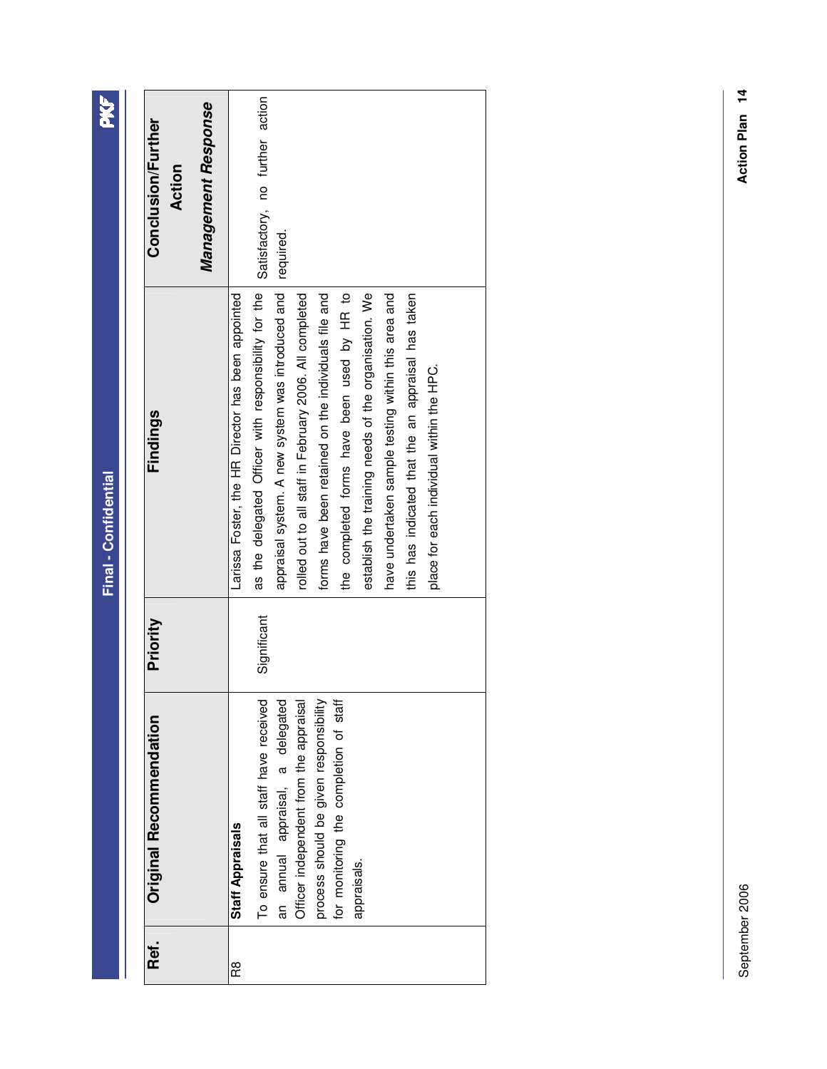Final - Confidential

| Ref. | Original Recommendation | Priority | Findings | Conclusion/Further Action *Management Response* |
|---|---|---|---|---|
| R8 | **Staff Appraisals** To ensure that all staff have received an annual appraisal, a delegated Officer independent from the appraisal process should be given responsibility for monitoring the completion of staff appraisals. | Significant | Larissa Foster, the HR Director has been appointed as the delegated Officer with responsibility for the appraisal system. A new system was introduced and rolled out to all staff in February 2006. All completed forms have been retained on the individuals file and the completed forms have been used by HR to establish the training needs of the organisation. We have undertaken sample testing within this area and this has indicated that the an appraisal has taken place for each individual within the HPC. | Satisfactory, no further action required. |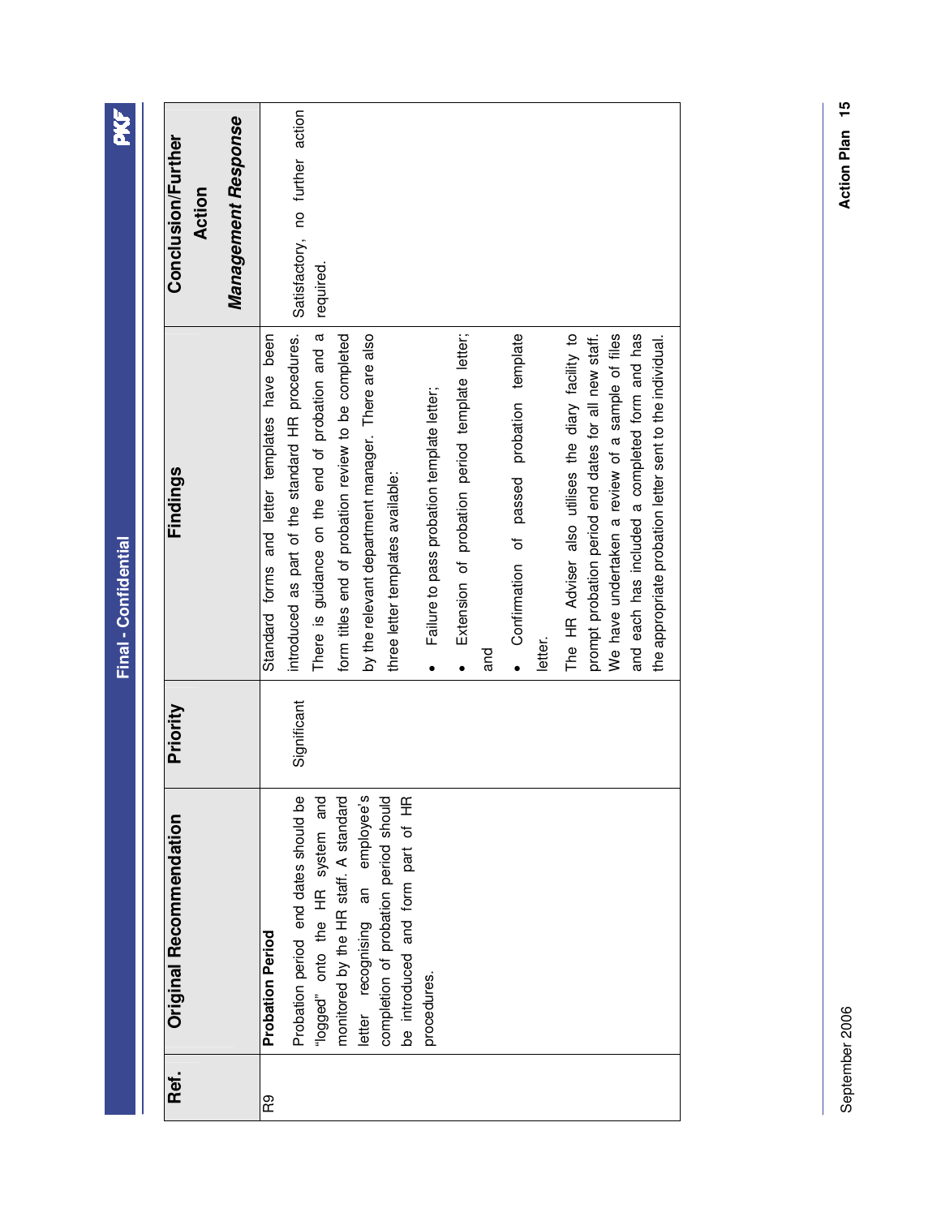**Final - Confidential**

| Ref. | Original Recommendation | Priority | Findings | Conclusion/Further Action *Management Response* |
|---|---|---|---|---|
| R9 | **Probation Period** Probation period end dates should be "logged" onto the HR system and monitored by the HR staff. A standard letter recognising an employee's completion of probation period should be introduced and form part of HR procedures. | Significant | Standard forms and letter templates have been introduced as part of the standard HR procedures. There is guidance on the end of probation and a form titles end of probation review to be completed by the relevant department manager. There are also three letter templates available: <br>• Failure to pass probation template letter; <br>• Extension of probation period template letter; and <br>• Confirmation of passed probation template letter. <br>The HR Adviser also utilises the diary facility to prompt probation period end dates for all new staff. We have undertaken a review of a sample of files and each has included a completed form and has the appropriate probation letter sent to the individual. | Satisfactory, no further action required. |

September 2006

Action Plan 15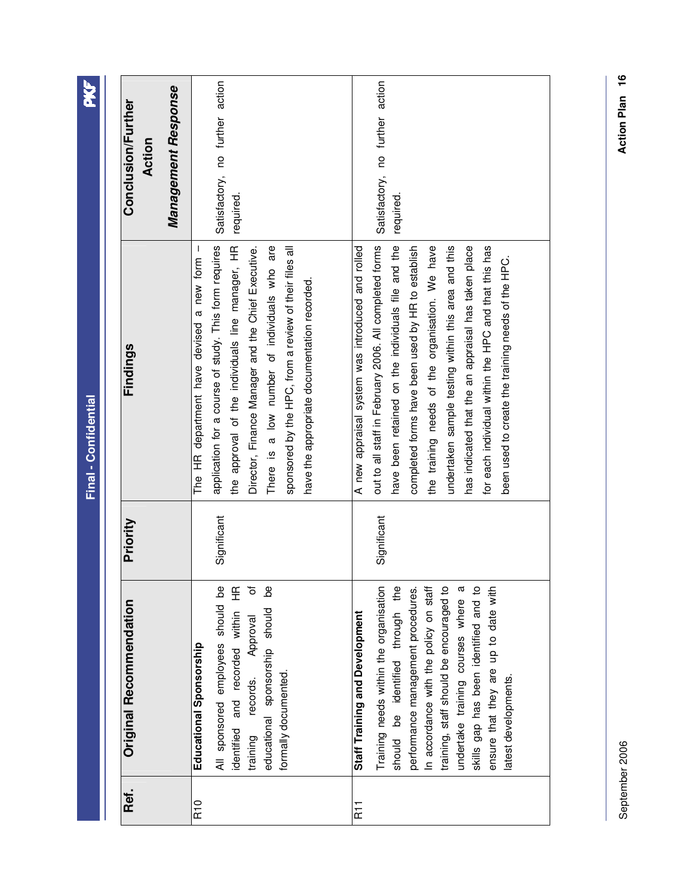| Ref. | Original Recommendation | Priority | Findings | Conclusion/Further Action *Management Response* |
|---|---|---|---|---|
| R10 | **Educational Sponsorship** All sponsored employees should be identified and recorded within HR training records. Approval of educational sponsorship should be formally documented. | Significant | The HR department have devised a new form – application for a course of study. This form requires the approval of the individuals line manager, HR Director, Finance Manager and the Chief Executive. There is a low number of individuals who are sponsored by the HPC, from a review of their files all have the appropriate documentation recorded. | Satisfactory, no further action required. |
| R11 | **Staff Training and Development** Training needs within the organisation should be identified through the performance management procedures. In accordance with the policy on staff training, staff should be encouraged to undertake training courses where a skills gap has been identified and to ensure that they are up to date with latest developments. | Significant | A new appraisal system was introduced and rolled out to all staff in February 2006. All completed forms have been retained on the individuals file and the completed forms have been used by HR to establish the training needs of the organisation. We have undertaken sample testing within this area and this has indicated that the an appraisal has taken place for each individual within the HPC and that this has been used to create the training needs of the HPC. | Satisfactory, no further action required. |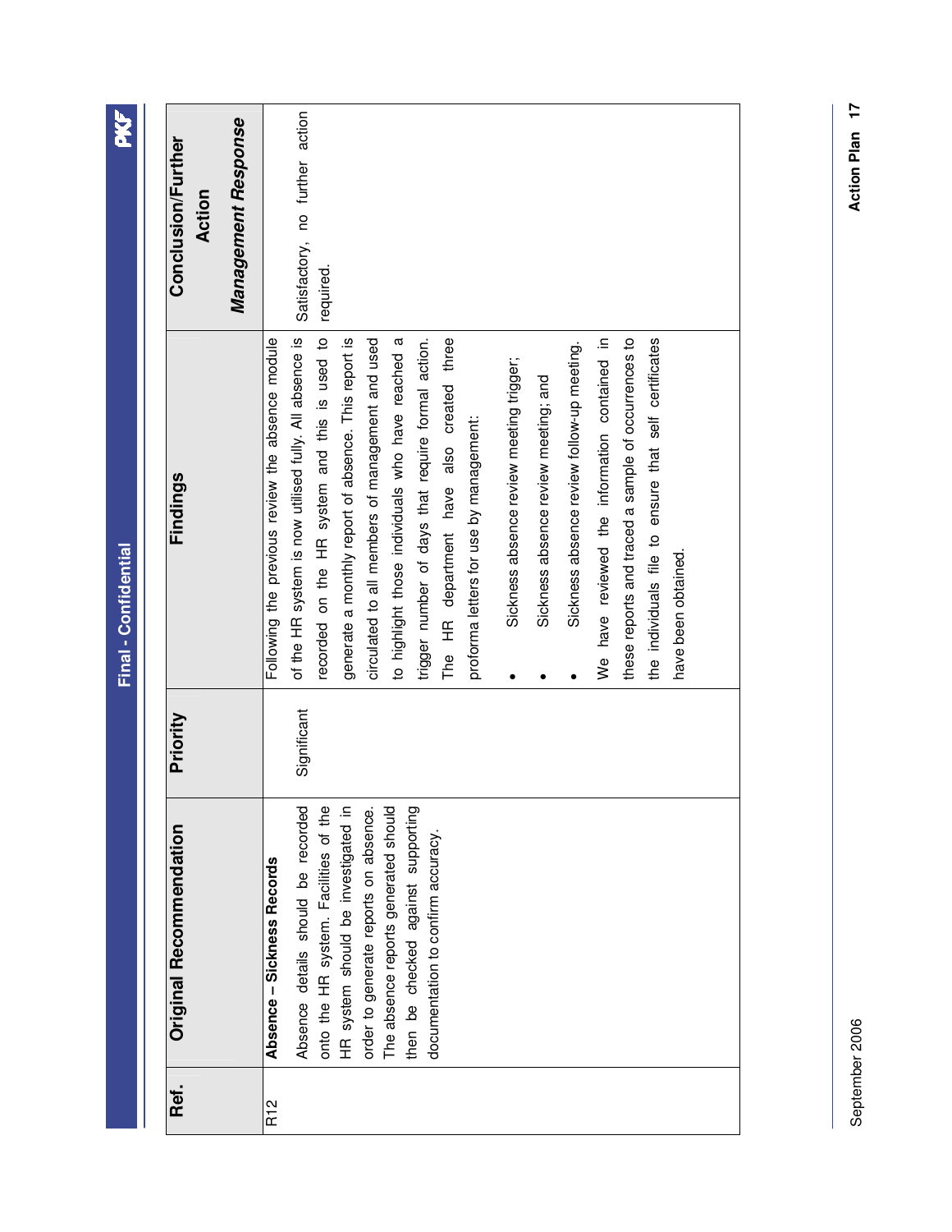| Ref. | Original Recommendation | Priority | Findings | Conclusion/Further Action *Management Response* |
|---|---|---|---|---|
| R12 | **Absence – Sickness Records**<br>Absence details should be recorded onto the HR system. Facilities of the HR system should be investigated in order to generate reports on absence. The absence reports generated should then be checked against supporting documentation to confirm accuracy. | Significant | Following the previous review the absence module of the HR system is now utilised fully. All absence is recorded on the HR system and this is used to generate a monthly report of absence. This report is circulated to all members of management and used to highlight those individuals who have reached a trigger number of days that require formal action. The HR department have also created three proforma letters for use by management:<br>• Sickness absence review meeting trigger;<br>• Sickness absence review meeting; and<br>• Sickness absence review follow-up meeting.<br>We have reviewed the information contained in these reports and traced a sample of occurrences to the individuals file to ensure that self certificates have been obtained. | Satisfactory, no further action required. |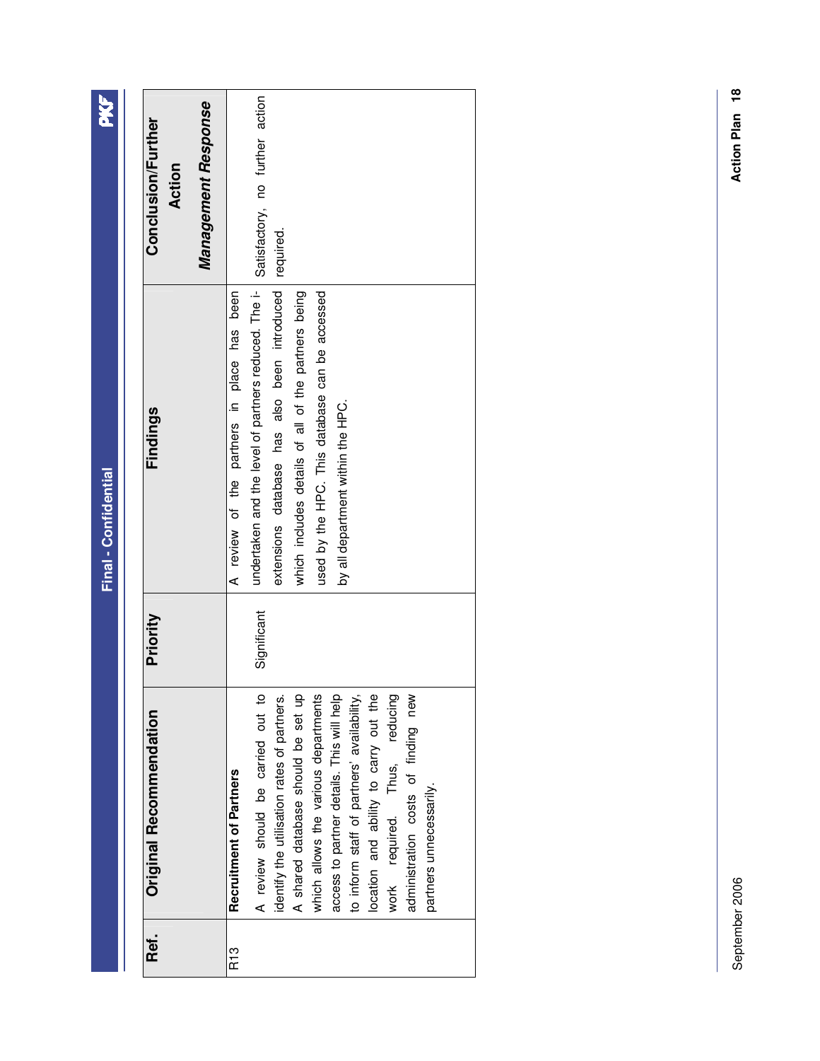| Ref. | Original Recommendation | Priority | Findings | Conclusion/Further Action *Management Response* |
|---|---|---|---|---|
| R13 | **Recruitment of Partners** A review should be carried out to identify the utilisation rates of partners. A shared database should be set up which allows the various departments access to partner details. This will help to inform staff of partners' availability, location and ability to carry out the work required. Thus, reducing administration costs of finding new partners unnecessarily. | Significant | A review of the partners in place has been undertaken and the level of partners reduced. The i-extensions database has also been introduced which includes details of all of the partners being used by the HPC. This database can be accessed by all department within the HPC. | Satisfactory, no further action required. |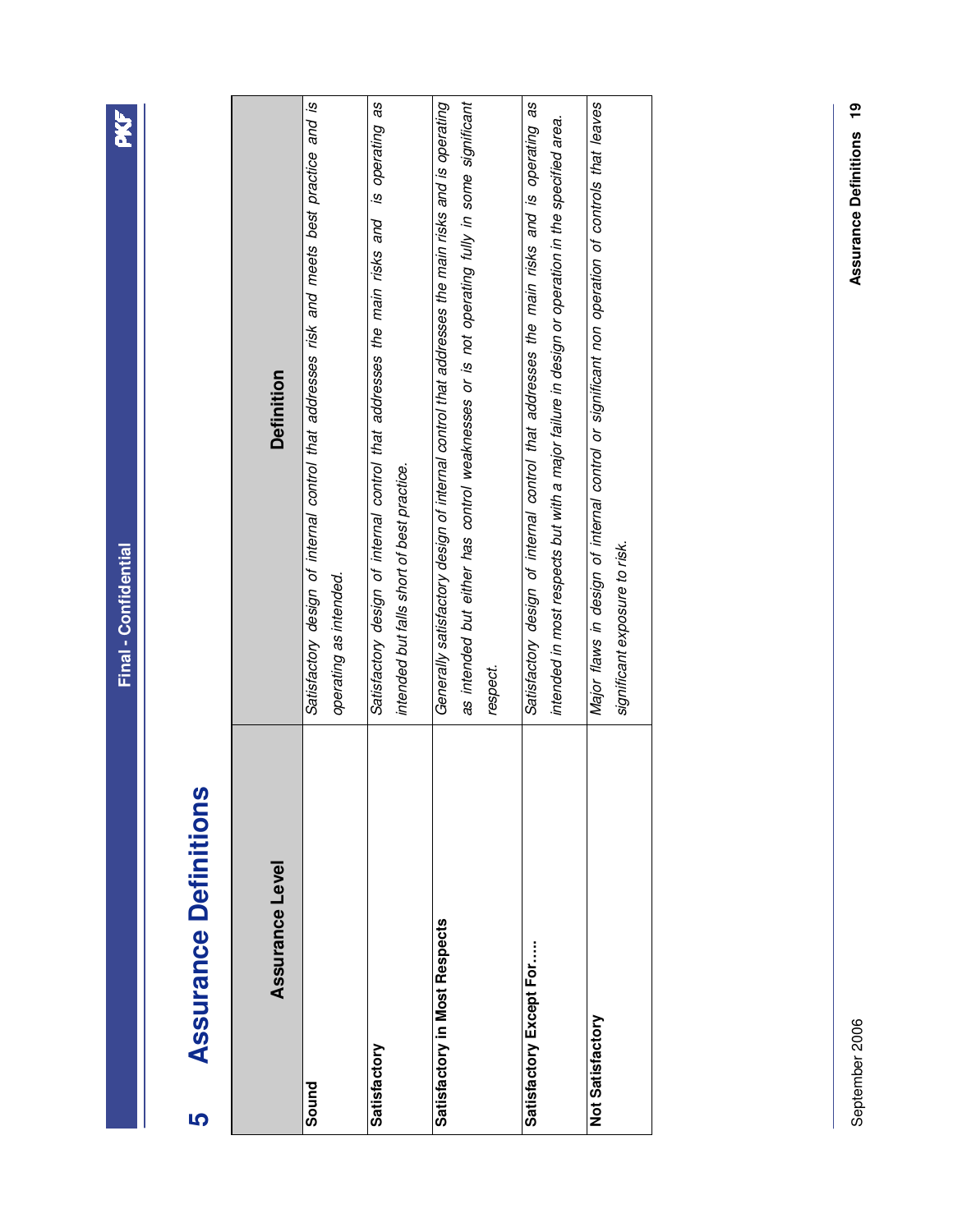# 5 Assurance Definitions

| Assurance Level | Definition |
| --- | --- |
| **Sound** | *Satisfactory design of internal control that addresses risk and meets best practice and is operating as intended.* |
| **Satisfactory** | *Satisfactory design of internal control that addresses the main risks and is operating as intended but falls short of best practice.* |
| **Satisfactory in Most Respects** | *Generally satisfactory design of internal control that addresses the main risks and is operating as intended but either has control weaknesses or is not operating fully in some significant respect.* |
| **Satisfactory Except For…..** | *Satisfactory design of internal control that addresses the main risks and is operating as intended in most respects but with a major failure in design or operation in the specified area.* |
| **Not Satisfactory** | *Major flaws in design of internal control or significant non operation of controls that leaves significant exposure to risk.* |